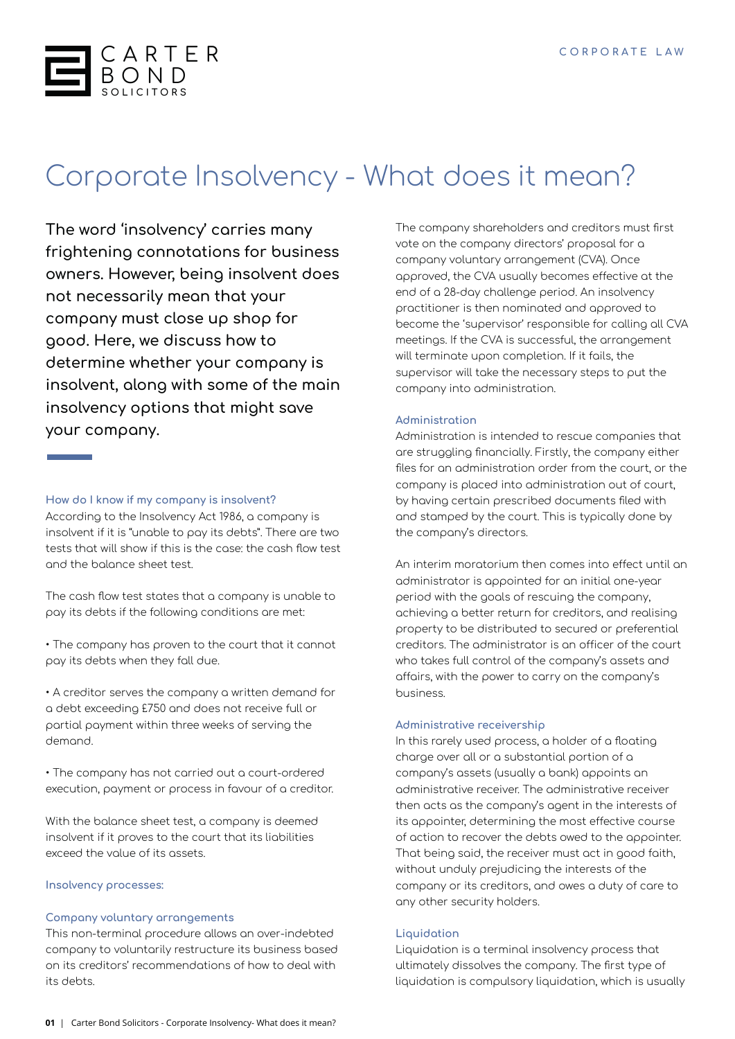# Corporate Insolvency - What does it mean?

**The word 'insolvency' carries many frightening connotations for business owners. However, being insolvent does not necessarily mean that your company must close up shop for good. Here, we discuss how to determine whether your company is insolvent, along with some of the main insolvency options that might save your company.**

### How do I know if my company is insolvent?

According to the Insolvency Act 1986, a company is insolvent if it is "unable to pay its debts". There are two tests that will show if this is the case: the cash flow test and the balance sheet test.

The cash flow test states that a company is unable to pay its debts if the following conditions are met:

- The company has proven to the court that it cannot pay its debts when they fall due.
- A creditor serves the company a written demand for a debt exceeding £750 and does not receive full or partial payment within three weeks of serving the demand.
- The company has not carried out a court-ordered execution, payment or process in favour of a creditor.

With the balance sheet test, a company is deemed insolvent if it proves to the court that its liabilities exceed the value of its assets.

### Insolvency processes:

#### Company voluntary arrangements

This non-terminal procedure allows an over-indebted company to voluntarily restructure its business based on its creditors' recommendations of how to deal with its debts.

The company shareholders and creditors must first vote on the company directors' proposal for a company voluntary arrangement (CVA). Once approved, the CVA usually becomes effective at the end of a 28-day challenge period. An insolvency practitioner is then nominated and approved to become the 'supervisor' responsible for calling all CVA meetings. If the CVA is successful, the arrangement will terminate upon completion. If it fails, the supervisor will take the necessary steps to put the company into administration.

#### Administration

Administration is intended to rescue companies that are struggling financially. Firstly, the company either files for an administration order from the court, or the company is placed into administration out of court, by having certain prescribed documents filed with and stamped by the court. This is typically done by the company's directors.

An interim moratorium then comes into effect until an administrator is appointed for an initial one-year period with the goals of rescuing the company, achieving a better return for creditors, and realising property to be distributed to secured or preferential creditors. The administrator is an officer of the court who takes full control of the company's assets and affairs, with the power to carry on the company's business.

#### Administrative receivership

In this rarely used process, a holder of a floating charge over all or a substantial portion of a company's assets (usually a bank) appoints an administrative receiver. The administrative receiver then acts as the company's agent in the interests of its appointer, determining the most effective course of action to recover the debts owed to the appointer. That being said, the receiver must act in good faith, without unduly prejudicing the interests of the company or its creditors, and owes a duty of care to any other security holders.

#### Liquidation

Liquidation is a terminal insolvency process that ultimately dissolves the company. The first type of liquidation is compulsory liquidation, which is usually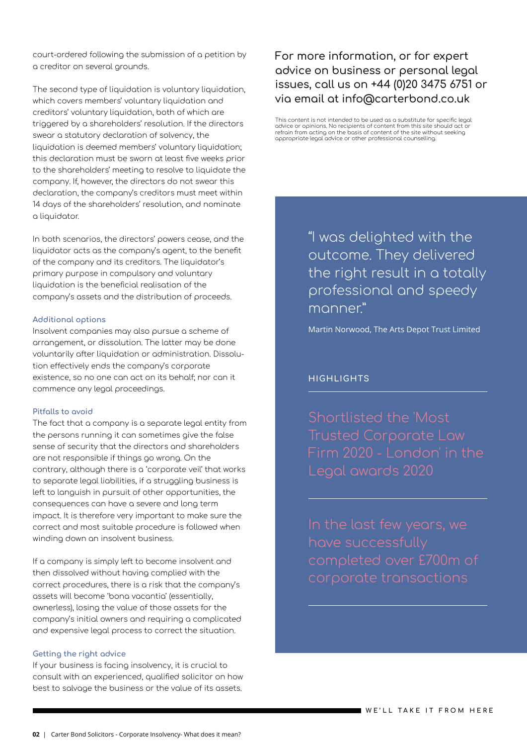court-ordered following the submission of a petition by a creditor on several grounds.

The second type of liquidation is voluntary liquidation, which covers members' voluntary liquidation and creditors' voluntary liquidation, both of which are triggered by a shareholders' resolution. If the directors swear a statutory declaration of solvency, the liquidation is deemed members' voluntary liquidation; this declaration must be sworn at least five weeks prior to the shareholders' meeting to resolve to liquidate the company. If, however, the directors do not swear this declaration, the company's creditors must meet within 14 days of the shareholders' resolution, and nominate a liquidator.

In both scenarios, the directors' powers cease, and the liquidator acts as the company's agent, to the benefit of the company and its creditors. The liquidator's primary purpose in compulsory and voluntary liquidation is the beneficial realisation of the company's assets and the distribution of proceeds.

### Additional options

Insolvent companies may also pursue a scheme of arrangement, or dissolution. The latter may be done voluntarily after liquidation or administration. Dissolution effectively ends the company's corporate existence, so no one can act on its behalf; nor can it commence any legal proceedings.

### Pitfalls to avoid

The fact that a company is a separate legal entity from the persons running it can sometimes give the false sense of security that the directors and shareholders are not responsible if things go wrong. On the contrary, although there is a 'corporate veil' that works to separate legal liabilities, if a struggling business is left to languish in pursuit of other opportunities, the consequences can have a severe and long term impact. It is therefore very important to make sure the correct and most suitable procedure is followed when winding down an insolvent business.

If a company is simply left to become insolvent and then dissolved without having complied with the correct procedures, there is a risk that the company's assets will become 'bona vacantia' (essentially, ownerless), losing the value of those assets for the company's initial owners and requiring a complicated and expensive legal process to correct the situation.

### Getting the right advice

If your business is facing insolvency, it is crucial to consult with an experienced, qualified solicitor on how best to salvage the business or the value of its assets.

For more information, or for expert advice on business or personal legal issues, call us on +44 (0)20 3475 6751 or via email at info@carterbond.co.uk

This content is not intended to be used as a substitute for specific legal advice or opinions. No recipients of content from this site should act or refrain from acting on the basis of content of the site without seeking appropriate legal advice or other professional counselling.

> "I was delighted with the outcome. They delivered the right result in a totally professional and speedy manner."
>
> Martin Norwood, The Arts Depot Trust Limited

### HIGHLIGHTS

Shortlisted the 'Most Trusted Corporate Law Firm 2020 - London' in the Legal awards 2020

In the last few years, we have successfully completed over £700m of corporate transactions

WE'LL TAKE IT FROM HERE